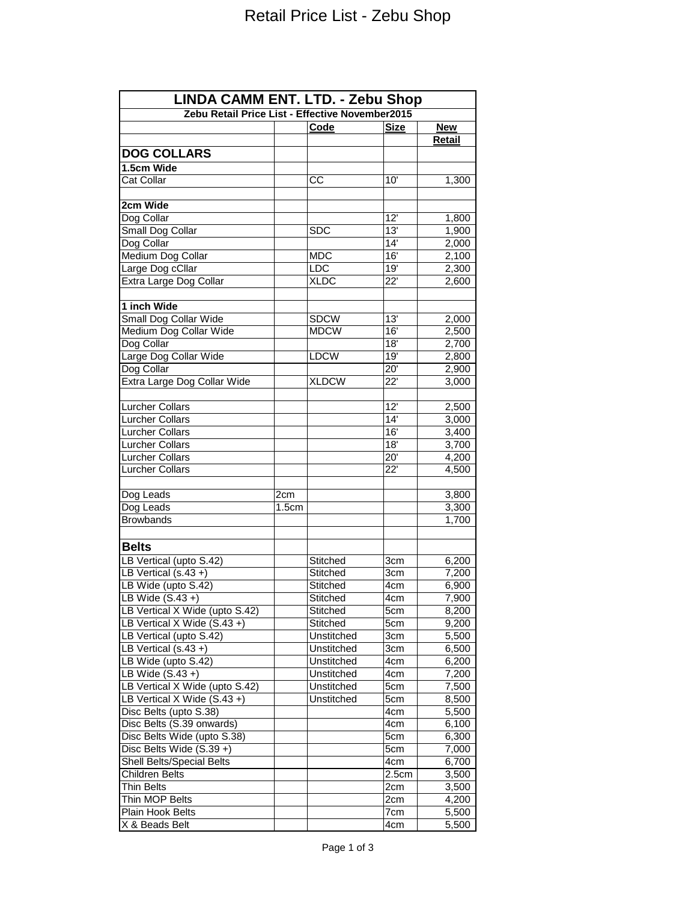# Retail Price List - Zebu Shop

| LINDA CAMM ENT. LTD. - Zebu Shop | | | | |
|---|---|---|---|---|
| **Zebu Retail Price List - Effective November2015** | | | | |
| | | **Code** | **Size** | **New Retail** |
| **DOG COLLARS** | | | | |
| **1.5cm Wide** | | | | |
| Cat Collar | | CC | 10' | 1,300 |
| | | | | |
| **2cm Wide** | | | | |
| Dog Collar | | | 12' | 1,800 |
| Small Dog Collar | | SDC | 13' | 1,900 |
| Dog Collar | | | 14' | 2,000 |
| Medium Dog Collar | | MDC | 16' | 2,100 |
| Large Dog cCllar | | LDC | 19' | 2,300 |
| Extra Large Dog Collar | | XLDC | 22' | 2,600 |
| | | | | |
| **1 inch Wide** | | | | |
| Small Dog Collar Wide | | SDCW | 13' | 2,000 |
| Medium Dog Collar Wide | | MDCW | 16' | 2,500 |
| Dog Collar | | | 18' | 2,700 |
| Large Dog Collar Wide | | LDCW | 19' | 2,800 |
| Dog Collar | | | 20' | 2,900 |
| Extra Large Dog Collar Wide | | XLDCW | 22' | 3,000 |
| | | | | |
| Lurcher Collars | | | 12' | 2,500 |
| Lurcher Collars | | | 14' | 3,000 |
| Lurcher Collars | | | 16' | 3,400 |
| Lurcher Collars | | | 18' | 3,700 |
| Lurcher Collars | | | 20' | 4,200 |
| Lurcher Collars | | | 22' | 4,500 |
| | | | | |
| Dog Leads | 2cm | | | 3,800 |
| Dog Leads | 1.5cm | | | 3,300 |
| Browbands | | | | 1,700 |
| | | | | |
| **Belts** | | | | |
| LB Vertical (upto S.42) | | Stitched | 3cm | 6,200 |
| LB Vertical (s.43 +) | | Stitched | 3cm | 7,200 |
| LB Wide (upto S.42) | | Stitched | 4cm | 6,900 |
| LB Wide (S.43 +) | | Stitched | 4cm | 7,900 |
| LB Vertical X Wide (upto S.42) | | Stitched | 5cm | 8,200 |
| LB Vertical X Wide (S.43 +) | | Stitched | 5cm | 9,200 |
| LB Vertical (upto S.42) | | Unstitched | 3cm | 5,500 |
| LB Vertical (s.43 +) | | Unstitched | 3cm | 6,500 |
| LB Wide (upto S.42) | | Unstitched | 4cm | 6,200 |
| LB Wide (S.43 +) | | Unstitched | 4cm | 7,200 |
| LB Vertical X Wide (upto S.42) | | Unstitched | 5cm | 7,500 |
| LB Vertical X Wide (S.43 +) | | Unstitched | 5cm | 8,500 |
| Disc Belts (upto S.38) | | | 4cm | 5,500 |
| Disc Belts (S.39 onwards) | | | 4cm | 6,100 |
| Disc Belts Wide (upto S.38) | | | 5cm | 6,300 |
| Disc Belts Wide (S.39 +) | | | 5cm | 7,000 |
| Shell Belts/Special Belts | | | 4cm | 6,700 |
| Children Belts | | | 2.5cm | 3,500 |
| Thin Belts | | | 2cm | 3,500 |
| Thin MOP Belts | | | 2cm | 4,200 |
| Plain Hook Belts | | | 7cm | 5,500 |
| X & Beads Belt | | | 4cm | 5,500 |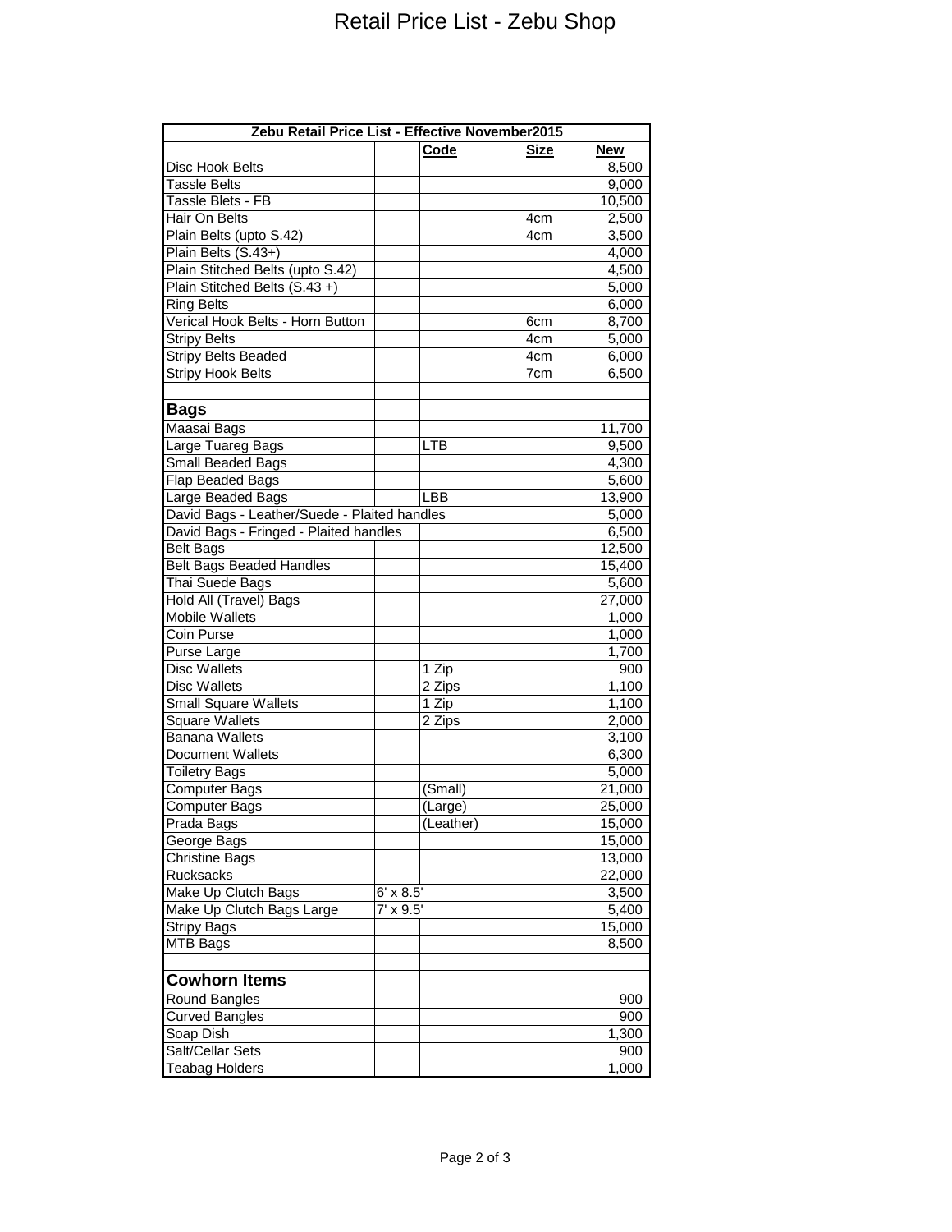# Retail Price List - Zebu Shop

| Zebu Retail Price List - Effective November2015 | | | | |
|---|---|---|---|---|
| | | **Code** | **Size** | **New** |
| Disc Hook Belts | | | | 8,500 |
| Tassle Belts | | | | 9,000 |
| Tassle Blets - FB | | | | 10,500 |
| Hair On Belts | | | 4cm | 2,500 |
| Plain Belts (upto S.42) | | | 4cm | 3,500 |
| Plain Belts (S.43+) | | | | 4,000 |
| Plain Stitched Belts (upto S.42) | | | | 4,500 |
| Plain Stitched Belts (S.43 +) | | | | 5,000 |
| Ring Belts | | | | 6,000 |
| Verical Hook Belts - Horn Button | | | 6cm | 8,700 |
| Stripy Belts | | | 4cm | 5,000 |
| Stripy Belts Beaded | | | 4cm | 6,000 |
| Stripy Hook Belts | | | 7cm | 6,500 |
| | | | | |
| **Bags** | | | | |
| Maasai Bags | | | | 11,700 |
| Large Tuareg Bags | | LTB | | 9,500 |
| Small Beaded Bags | | | | 4,300 |
| Flap Beaded Bags | | | | 5,600 |
| Large Beaded Bags | | LBB | | 13,900 |
| David Bags - Leather/Suede - Plaited handles | | | | 5,000 |
| David Bags - Fringed - Plaited handles | | | | 6,500 |
| Belt Bags | | | | 12,500 |
| Belt Bags Beaded Handles | | | | 15,400 |
| Thai Suede Bags | | | | 5,600 |
| Hold All (Travel) Bags | | | | 27,000 |
| Mobile Wallets | | | | 1,000 |
| Coin Purse | | | | 1,000 |
| Purse Large | | | | 1,700 |
| Disc Wallets | | 1 Zip | | 900 |
| Disc Wallets | | 2 Zips | | 1,100 |
| Small Square Wallets | | 1 Zip | | 1,100 |
| Square Wallets | | 2 Zips | | 2,000 |
| Banana Wallets | | | | 3,100 |
| Document Wallets | | | | 6,300 |
| Toiletry Bags | | | | 5,000 |
| Computer Bags | | (Small) | | 21,000 |
| Computer Bags | | (Large) | | 25,000 |
| Prada Bags | | (Leather) | | 15,000 |
| George Bags | | | | 15,000 |
| Christine Bags | | | | 13,000 |
| Rucksacks | | | | 22,000 |
| Make Up Clutch Bags | 6' x 8.5' | | | 3,500 |
| Make Up Clutch Bags Large | 7' x 9.5' | | | 5,400 |
| Stripy Bags | | | | 15,000 |
| MTB Bags | | | | 8,500 |
| | | | | |
| **Cowhorn Items** | | | | |
| Round Bangles | | | | 900 |
| Curved Bangles | | | | 900 |
| Soap Dish | | | | 1,300 |
| Salt/Cellar Sets | | | | 900 |
| Teabag Holders | | | | 1,000 |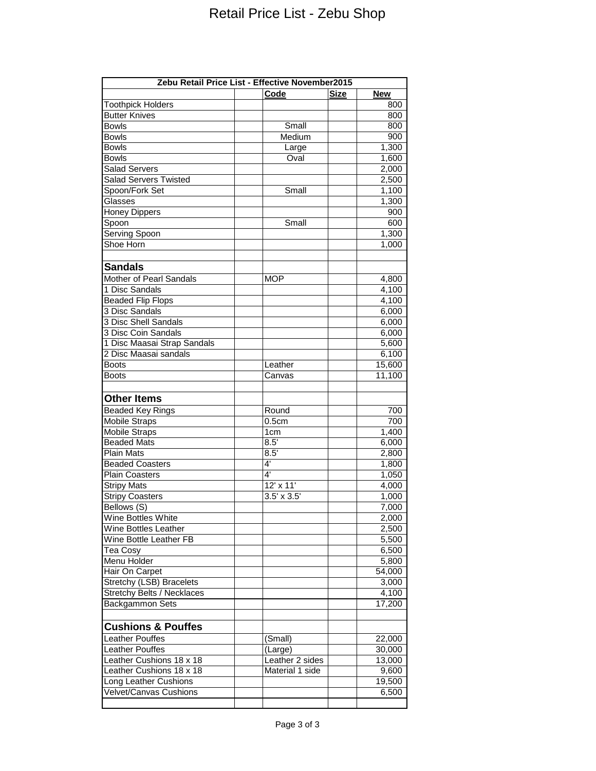# Retail Price List - Zebu Shop

| Zebu Retail Price List - Effective November2015 | | | | |
|---|---|---|---|---|
| | | **Code** | **Size** | **New** |
| Toothpick Holders | | | | 800 |
| Butter Knives | | | | 800 |
| Bowls | | Small | | 800 |
| Bowls | | Medium | | 900 |
| Bowls | | Large | | 1,300 |
| Bowls | | Oval | | 1,600 |
| Salad Servers | | | | 2,000 |
| Salad Servers Twisted | | | | 2,500 |
| Spoon/Fork Set | | Small | | 1,100 |
| Glasses | | | | 1,300 |
| Honey Dippers | | | | 900 |
| Spoon | | Small | | 600 |
| Serving Spoon | | | | 1,300 |
| Shoe Horn | | | | 1,000 |
| | | | | |
| **Sandals** | | | | |
| Mother of Pearl Sandals | | MOP | | 4,800 |
| 1 Disc Sandals | | | | 4,100 |
| Beaded Flip Flops | | | | 4,100 |
| 3 Disc Sandals | | | | 6,000 |
| 3 Disc Shell Sandals | | | | 6,000 |
| 3 Disc Coin Sandals | | | | 6,000 |
| 1 Disc Maasai Strap Sandals | | | | 5,600 |
| 2 Disc Maasai sandals | | | | 6,100 |
| Boots | | Leather | | 15,600 |
| Boots | | Canvas | | 11,100 |
| | | | | |
| **Other Items** | | | | |
| Beaded Key Rings | | Round | | 700 |
| Mobile Straps | | 0.5cm | | 700 |
| Mobile Straps | | 1cm | | 1,400 |
| Beaded Mats | | 8.5' | | 6,000 |
| Plain Mats | | 8.5' | | 2,800 |
| Beaded Coasters | | 4' | | 1,800 |
| Plain Coasters | | 4' | | 1,050 |
| Stripy Mats | | 12' x 11' | | 4,000 |
| Stripy Coasters | | 3.5' x 3.5' | | 1,000 |
| Bellows (S) | | | | 7,000 |
| Wine Bottles White | | | | 2,000 |
| Wine Bottles Leather | | | | 2,500 |
| Wine Bottle Leather FB | | | | 5,500 |
| Tea Cosy | | | | 6,500 |
| Menu Holder | | | | 5,800 |
| Hair On Carpet | | | | 54,000 |
| Stretchy (LSB) Bracelets | | | | 3,000 |
| Stretchy Belts / Necklaces | | | | 4,100 |
| Backgammon Sets | | | | 17,200 |
| | | | | |
| **Cushions & Pouffes** | | | | |
| Leather Pouffes | | (Small) | | 22,000 |
| Leather Pouffes | | (Large) | | 30,000 |
| Leather Cushions 18 x 18 | | Leather 2 sides | | 13,000 |
| Leather Cushions 18 x 18 | | Material 1 side | | 9,600 |
| Long Leather Cushions | | | | 19,500 |
| Velvet/Canvas Cushions | | | | 6,500 |
| | | | | |